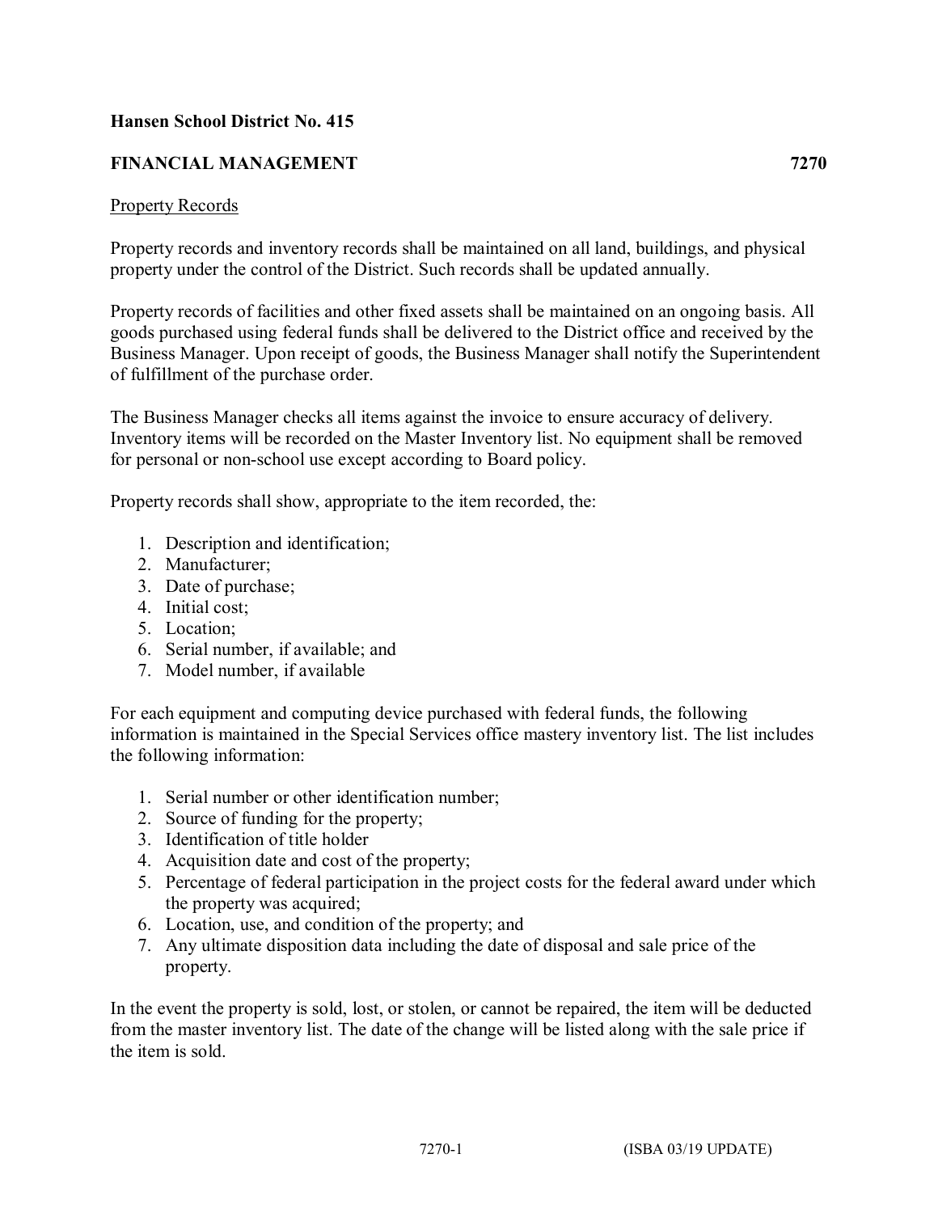**Hansen School District No. 415**

**FINANCIAL MANAGEMENT 7270**

Property Records

Property records and inventory records shall be maintained on all land, buildings, and physical property under the control of the District. Such records shall be updated annually.

Property records of facilities and other fixed assets shall be maintained on an ongoing basis. All goods purchased using federal funds shall be delivered to the District office and received by the Business Manager. Upon receipt of goods, the Business Manager shall notify the Superintendent of fulfillment of the purchase order.

The Business Manager checks all items against the invoice to ensure accuracy of delivery. Inventory items will be recorded on the Master Inventory list. No equipment shall be removed for personal or non-school use except according to Board policy.

Property records shall show, appropriate to the item recorded, the:

1. Description and identification;
2. Manufacturer;
3. Date of purchase;
4. Initial cost;
5. Location;
6. Serial number, if available; and
7. Model number, if available

For each equipment and computing device purchased with federal funds, the following information is maintained in the Special Services office mastery inventory list. The list includes the following information:

1. Serial number or other identification number;
2. Source of funding for the property;
3. Identification of title holder
4. Acquisition date and cost of the property;
5. Percentage of federal participation in the project costs for the federal award under which the property was acquired;
6. Location, use, and condition of the property; and
7. Any ultimate disposition data including the date of disposal and sale price of the property.

In the event the property is sold, lost, or stolen, or cannot be repaired, the item will be deducted from the master inventory list. The date of the change will be listed along with the sale price if the item is sold.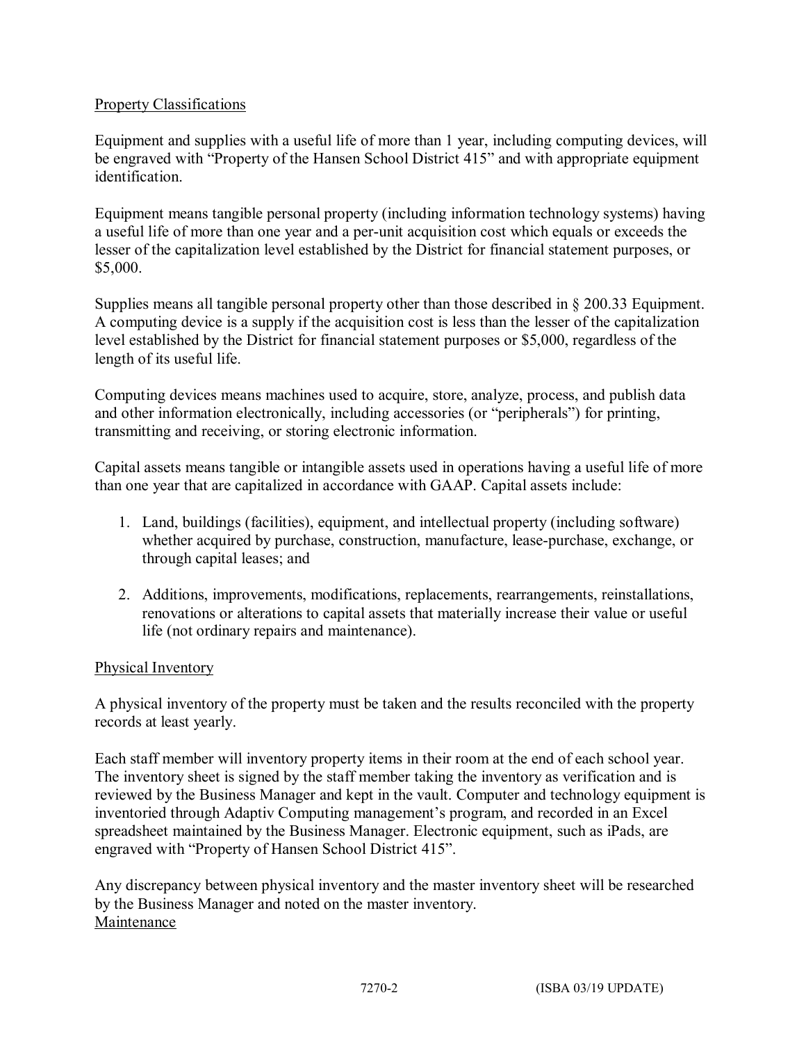Property Classifications

Equipment and supplies with a useful life of more than 1 year, including computing devices, will be engraved with "Property of the Hansen School District 415" and with appropriate equipment identification.

Equipment means tangible personal property (including information technology systems) having a useful life of more than one year and a per-unit acquisition cost which equals or exceeds the lesser of the capitalization level established by the District for financial statement purposes, or $5,000.

Supplies means all tangible personal property other than those described in § 200.33 Equipment. A computing device is a supply if the acquisition cost is less than the lesser of the capitalization level established by the District for financial statement purposes or $5,000, regardless of the length of its useful life.

Computing devices means machines used to acquire, store, analyze, process, and publish data and other information electronically, including accessories (or "peripherals") for printing, transmitting and receiving, or storing electronic information.

Capital assets means tangible or intangible assets used in operations having a useful life of more than one year that are capitalized in accordance with GAAP. Capital assets include:

1. Land, buildings (facilities), equipment, and intellectual property (including software) whether acquired by purchase, construction, manufacture, lease-purchase, exchange, or through capital leases; and

2. Additions, improvements, modifications, replacements, rearrangements, reinstallations, renovations or alterations to capital assets that materially increase their value or useful life (not ordinary repairs and maintenance).

Physical Inventory

A physical inventory of the property must be taken and the results reconciled with the property records at least yearly.

Each staff member will inventory property items in their room at the end of each school year. The inventory sheet is signed by the staff member taking the inventory as verification and is reviewed by the Business Manager and kept in the vault. Computer and technology equipment is inventoried through Adaptiv Computing management's program, and recorded in an Excel spreadsheet maintained by the Business Manager. Electronic equipment, such as iPads, are engraved with "Property of Hansen School District 415".

Any discrepancy between physical inventory and the master inventory sheet will be researched by the Business Manager and noted on the master inventory.

Maintenance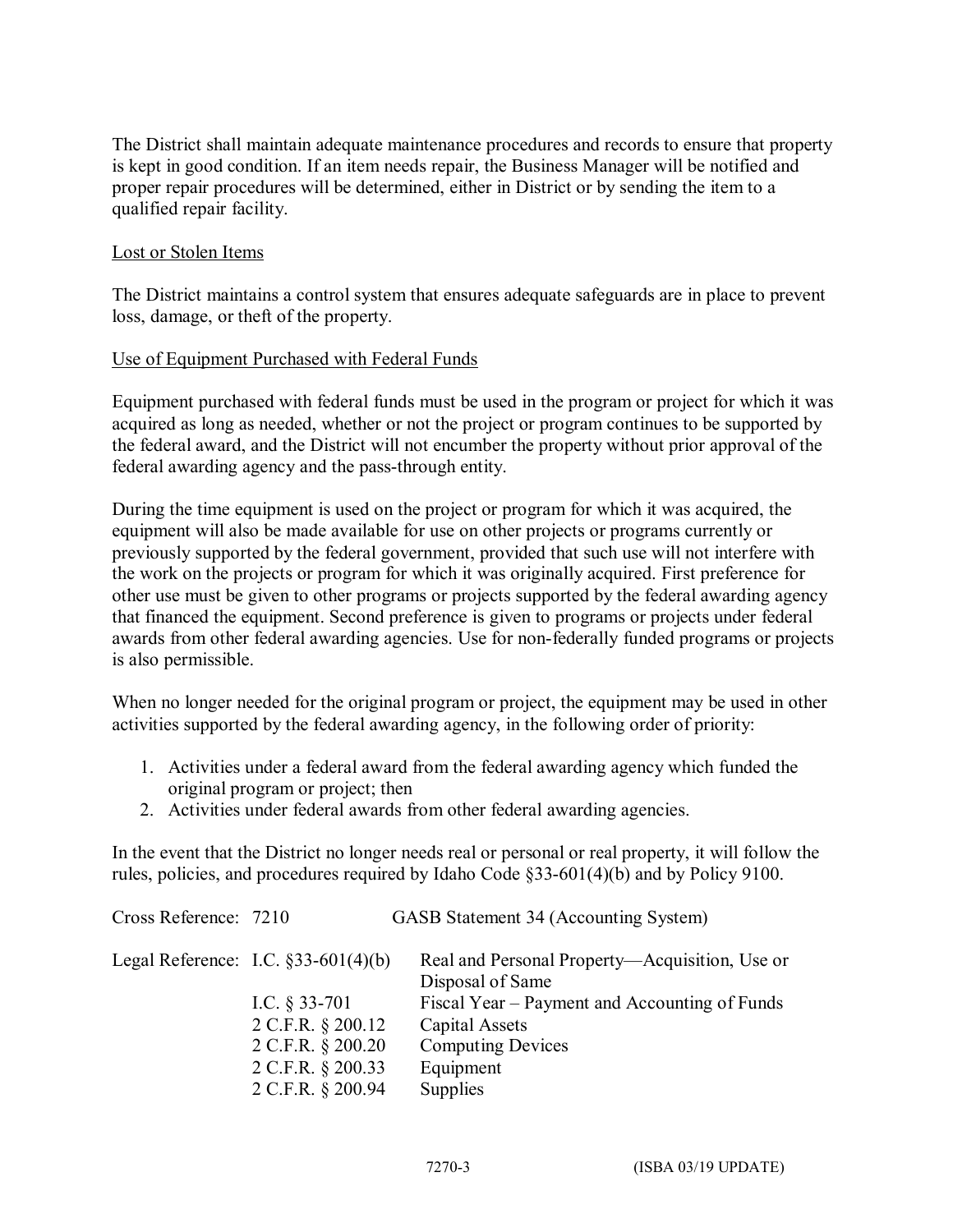The District shall maintain adequate maintenance procedures and records to ensure that property is kept in good condition. If an item needs repair, the Business Manager will be notified and proper repair procedures will be determined, either in District or by sending the item to a qualified repair facility.

<u>Lost or Stolen Items</u>

The District maintains a control system that ensures adequate safeguards are in place to prevent loss, damage, or theft of the property.

<u>Use of Equipment Purchased with Federal Funds</u>

Equipment purchased with federal funds must be used in the program or project for which it was acquired as long as needed, whether or not the project or program continues to be supported by the federal award, and the District will not encumber the property without prior approval of the federal awarding agency and the pass-through entity.

During the time equipment is used on the project or program for which it was acquired, the equipment will also be made available for use on other projects or programs currently or previously supported by the federal government, provided that such use will not interfere with the work on the projects or program for which it was originally acquired. First preference for other use must be given to other programs or projects supported by the federal awarding agency that financed the equipment. Second preference is given to programs or projects under federal awards from other federal awarding agencies. Use for non-federally funded programs or projects is also permissible.

When no longer needed for the original program or project, the equipment may be used in other activities supported by the federal awarding agency, in the following order of priority:

1. Activities under a federal award from the federal awarding agency which funded the original program or project; then
2. Activities under federal awards from other federal awarding agencies.

In the event that the District no longer needs real or personal or real property, it will follow the rules, policies, and procedures required by Idaho Code §33-601(4)(b) and by Policy 9100.

| | | |
|---|---|---|
| Cross Reference: | 7210 | GASB Statement 34 (Accounting System) |
| Legal Reference: | I.C. §33-601(4)(b) | Real and Personal Property—Acquisition, Use or Disposal of Same |
| | I.C. § 33-701 | Fiscal Year – Payment and Accounting of Funds |
| | 2 C.F.R. § 200.12 | Capital Assets |
| | 2 C.F.R. § 200.20 | Computing Devices |
| | 2 C.F.R. § 200.33 | Equipment |
| | 2 C.F.R. § 200.94 | Supplies |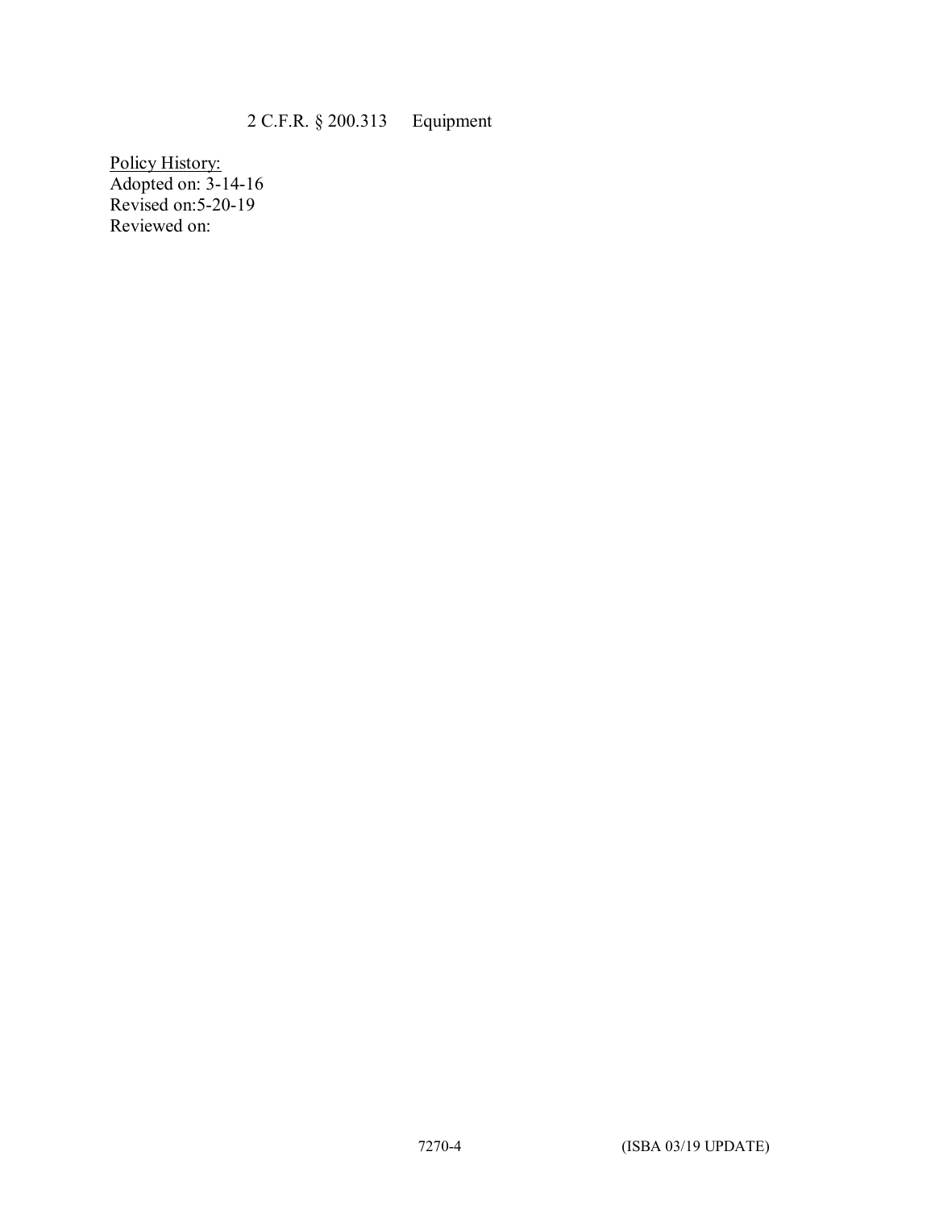2 C.F.R. § 200.313 Equipment

<u>Policy History:</u>
Adopted on: 3-14-16
Revised on:5-20-19
Reviewed on: